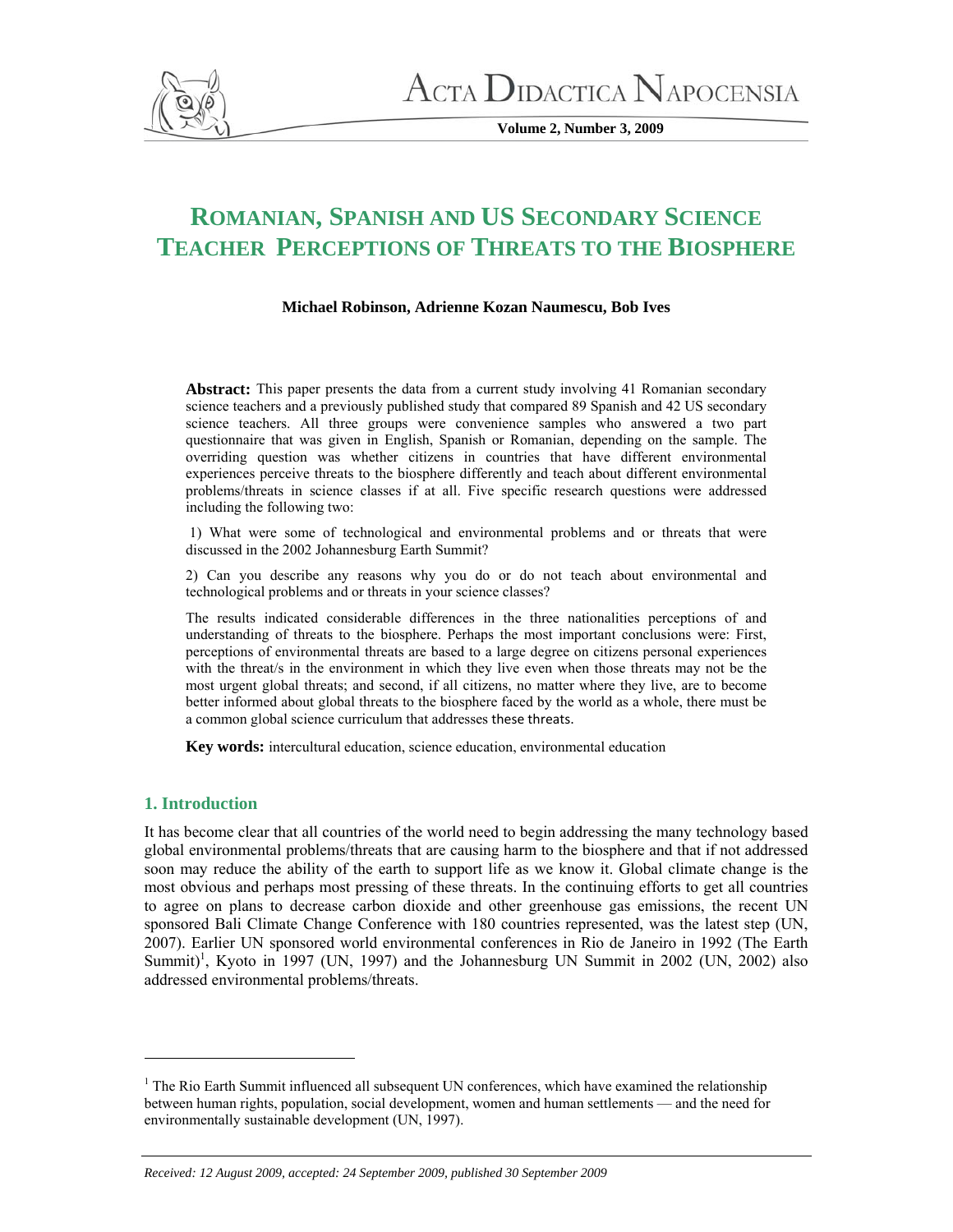# ROMANIAN, SPANISH AND US SECONDARY SCIENCE TEACHER PERCEPTIONS OF THREATS TO THE BIOSPHERE

**Michael Robinson, Adrienne Kozan Naumescu, Bob Ives**

**Abstract:** This paper presents the data from a current study involving 41 Romanian secondary science teachers and a previously published study that compared 89 Spanish and 42 US secondary science teachers. All three groups were convenience samples who answered a two part questionnaire that was given in English, Spanish or Romanian, depending on the sample. The overriding question was whether citizens in countries that have different environmental experiences perceive threats to the biosphere differently and teach about different environmental problems/threats in science classes if at all. Five specific research questions were addressed including the following two:

1) What were some of technological and environmental problems and or threats that were discussed in the 2002 Johannesburg Earth Summit?

2) Can you describe any reasons why you do or do not teach about environmental and technological problems and or threats in your science classes?

The results indicated considerable differences in the three nationalities perceptions of and understanding of threats to the biosphere. Perhaps the most important conclusions were: First, perceptions of environmental threats are based to a large degree on citizens personal experiences with the threat/s in the environment in which they live even when those threats may not be the most urgent global threats; and second, if all citizens, no matter where they live, are to become better informed about global threats to the biosphere faced by the world as a whole, there must be a common global science curriculum that addresses these threats.

**Key words:** intercultural education, science education, environmental education

## 1. Introduction

It has become clear that all countries of the world need to begin addressing the many technology based global environmental problems/threats that are causing harm to the biosphere and that if not addressed soon may reduce the ability of the earth to support life as we know it. Global climate change is the most obvious and perhaps most pressing of these threats. In the continuing efforts to get all countries to agree on plans to decrease carbon dioxide and other greenhouse gas emissions, the recent UN sponsored Bali Climate Change Conference with 180 countries represented, was the latest step (UN, 2007). Earlier UN sponsored world environmental conferences in Rio de Janeiro in 1992 (The Earth Summit)[1], Kyoto in 1997 (UN, 1997) and the Johannesburg UN Summit in 2002 (UN, 2002) also addressed environmental problems/threats.

---

[1] The Rio Earth Summit influenced all subsequent UN conferences, which have examined the relationship between human rights, population, social development, women and human settlements — and the need for environmentally sustainable development (UN, 1997).

*Received: 12 August 2009, accepted: 24 September 2009, published 30 September 2009*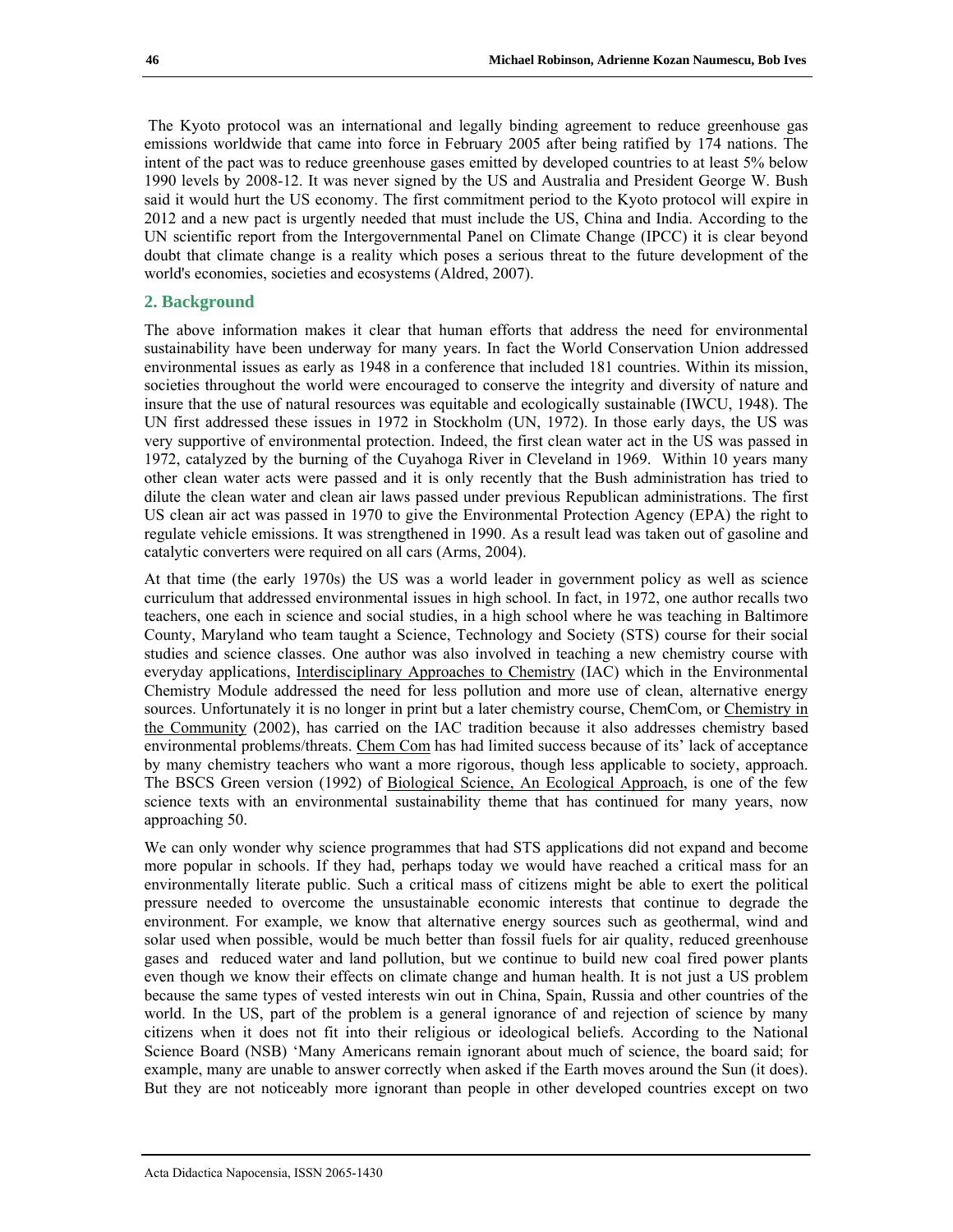The Kyoto protocol was an international and legally binding agreement to reduce greenhouse gas emissions worldwide that came into force in February 2005 after being ratified by 174 nations. The intent of the pact was to reduce greenhouse gases emitted by developed countries to at least 5% below 1990 levels by 2008-12. It was never signed by the US and Australia and President George W. Bush said it would hurt the US economy. The first commitment period to the Kyoto protocol will expire in 2012 and a new pact is urgently needed that must include the US, China and India. According to the UN scientific report from the Intergovernmental Panel on Climate Change (IPCC) it is clear beyond doubt that climate change is a reality which poses a serious threat to the future development of the world's economies, societies and ecosystems (Aldred, 2007).

## 2. Background

The above information makes it clear that human efforts that address the need for environmental sustainability have been underway for many years. In fact the World Conservation Union addressed environmental issues as early as 1948 in a conference that included 181 countries. Within its mission, societies throughout the world were encouraged to conserve the integrity and diversity of nature and insure that the use of natural resources was equitable and ecologically sustainable (IWCU, 1948). The UN first addressed these issues in 1972 in Stockholm (UN, 1972). In those early days, the US was very supportive of environmental protection. Indeed, the first clean water act in the US was passed in 1972, catalyzed by the burning of the Cuyahoga River in Cleveland in 1969. Within 10 years many other clean water acts were passed and it is only recently that the Bush administration has tried to dilute the clean water and clean air laws passed under previous Republican administrations. The first US clean air act was passed in 1970 to give the Environmental Protection Agency (EPA) the right to regulate vehicle emissions. It was strengthened in 1990. As a result lead was taken out of gasoline and catalytic converters were required on all cars (Arms, 2004).

At that time (the early 1970s) the US was a world leader in government policy as well as science curriculum that addressed environmental issues in high school. In fact, in 1972, one author recalls two teachers, one each in science and social studies, in a high school where he was teaching in Baltimore County, Maryland who team taught a Science, Technology and Society (STS) course for their social studies and science classes. One author was also involved in teaching a new chemistry course with everyday applications, Interdisciplinary Approaches to Chemistry (IAC) which in the Environmental Chemistry Module addressed the need for less pollution and more use of clean, alternative energy sources. Unfortunately it is no longer in print but a later chemistry course, ChemCom, or Chemistry in the Community (2002), has carried on the IAC tradition because it also addresses chemistry based environmental problems/threats. Chem Com has had limited success because of its' lack of acceptance by many chemistry teachers who want a more rigorous, though less applicable to society, approach. The BSCS Green version (1992) of Biological Science, An Ecological Approach, is one of the few science texts with an environmental sustainability theme that has continued for many years, now approaching 50.

We can only wonder why science programmes that had STS applications did not expand and become more popular in schools. If they had, perhaps today we would have reached a critical mass for an environmentally literate public. Such a critical mass of citizens might be able to exert the political pressure needed to overcome the unsustainable economic interests that continue to degrade the environment. For example, we know that alternative energy sources such as geothermal, wind and solar used when possible, would be much better than fossil fuels for air quality, reduced greenhouse gases and reduced water and land pollution, but we continue to build new coal fired power plants even though we know their effects on climate change and human health. It is not just a US problem because the same types of vested interests win out in China, Spain, Russia and other countries of the world. In the US, part of the problem is a general ignorance of and rejection of science by many citizens when it does not fit into their religious or ideological beliefs. According to the National Science Board (NSB) 'Many Americans remain ignorant about much of science, the board said; for example, many are unable to answer correctly when asked if the Earth moves around the Sun (it does). But they are not noticeably more ignorant than people in other developed countries except on two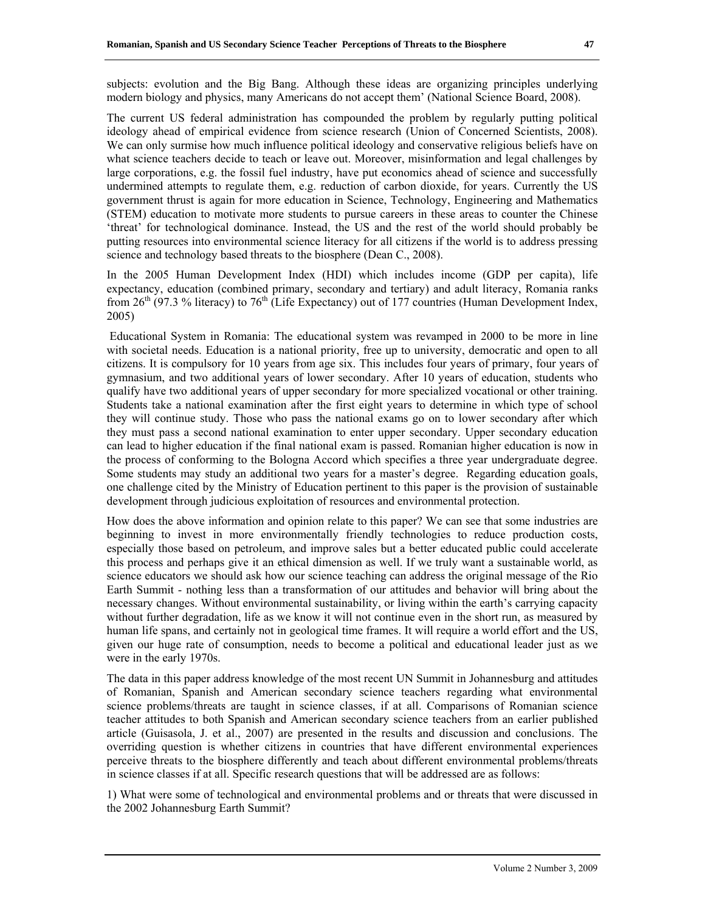subjects: evolution and the Big Bang. Although these ideas are organizing principles underlying modern biology and physics, many Americans do not accept them' (National Science Board, 2008).

The current US federal administration has compounded the problem by regularly putting political ideology ahead of empirical evidence from science research (Union of Concerned Scientists, 2008). We can only surmise how much influence political ideology and conservative religious beliefs have on what science teachers decide to teach or leave out. Moreover, misinformation and legal challenges by large corporations, e.g. the fossil fuel industry, have put economics ahead of science and successfully undermined attempts to regulate them, e.g. reduction of carbon dioxide, for years. Currently the US government thrust is again for more education in Science, Technology, Engineering and Mathematics (STEM) education to motivate more students to pursue careers in these areas to counter the Chinese 'threat' for technological dominance. Instead, the US and the rest of the world should probably be putting resources into environmental science literacy for all citizens if the world is to address pressing science and technology based threats to the biosphere (Dean C., 2008).

In the 2005 Human Development Index (HDI) which includes income (GDP per capita), life expectancy, education (combined primary, secondary and tertiary) and adult literacy, Romania ranks from 26th (97.3 % literacy) to 76th (Life Expectancy) out of 177 countries (Human Development Index, 2005)

Educational System in Romania: The educational system was revamped in 2000 to be more in line with societal needs. Education is a national priority, free up to university, democratic and open to all citizens. It is compulsory for 10 years from age six. This includes four years of primary, four years of gymnasium, and two additional years of lower secondary. After 10 years of education, students who qualify have two additional years of upper secondary for more specialized vocational or other training. Students take a national examination after the first eight years to determine in which type of school they will continue study. Those who pass the national exams go on to lower secondary after which they must pass a second national examination to enter upper secondary. Upper secondary education can lead to higher education if the final national exam is passed. Romanian higher education is now in the process of conforming to the Bologna Accord which specifies a three year undergraduate degree. Some students may study an additional two years for a master's degree. Regarding education goals, one challenge cited by the Ministry of Education pertinent to this paper is the provision of sustainable development through judicious exploitation of resources and environmental protection.

How does the above information and opinion relate to this paper? We can see that some industries are beginning to invest in more environmentally friendly technologies to reduce production costs, especially those based on petroleum, and improve sales but a better educated public could accelerate this process and perhaps give it an ethical dimension as well. If we truly want a sustainable world, as science educators we should ask how our science teaching can address the original message of the Rio Earth Summit - nothing less than a transformation of our attitudes and behavior will bring about the necessary changes. Without environmental sustainability, or living within the earth's carrying capacity without further degradation, life as we know it will not continue even in the short run, as measured by human life spans, and certainly not in geological time frames. It will require a world effort and the US, given our huge rate of consumption, needs to become a political and educational leader just as we were in the early 1970s.

The data in this paper address knowledge of the most recent UN Summit in Johannesburg and attitudes of Romanian, Spanish and American secondary science teachers regarding what environmental science problems/threats are taught in science classes, if at all. Comparisons of Romanian science teacher attitudes to both Spanish and American secondary science teachers from an earlier published article (Guisasola, J. et al., 2007) are presented in the results and discussion and conclusions. The overriding question is whether citizens in countries that have different environmental experiences perceive threats to the biosphere differently and teach about different environmental problems/threats in science classes if at all. Specific research questions that will be addressed are as follows:

1) What were some of technological and environmental problems and or threats that were discussed in the 2002 Johannesburg Earth Summit?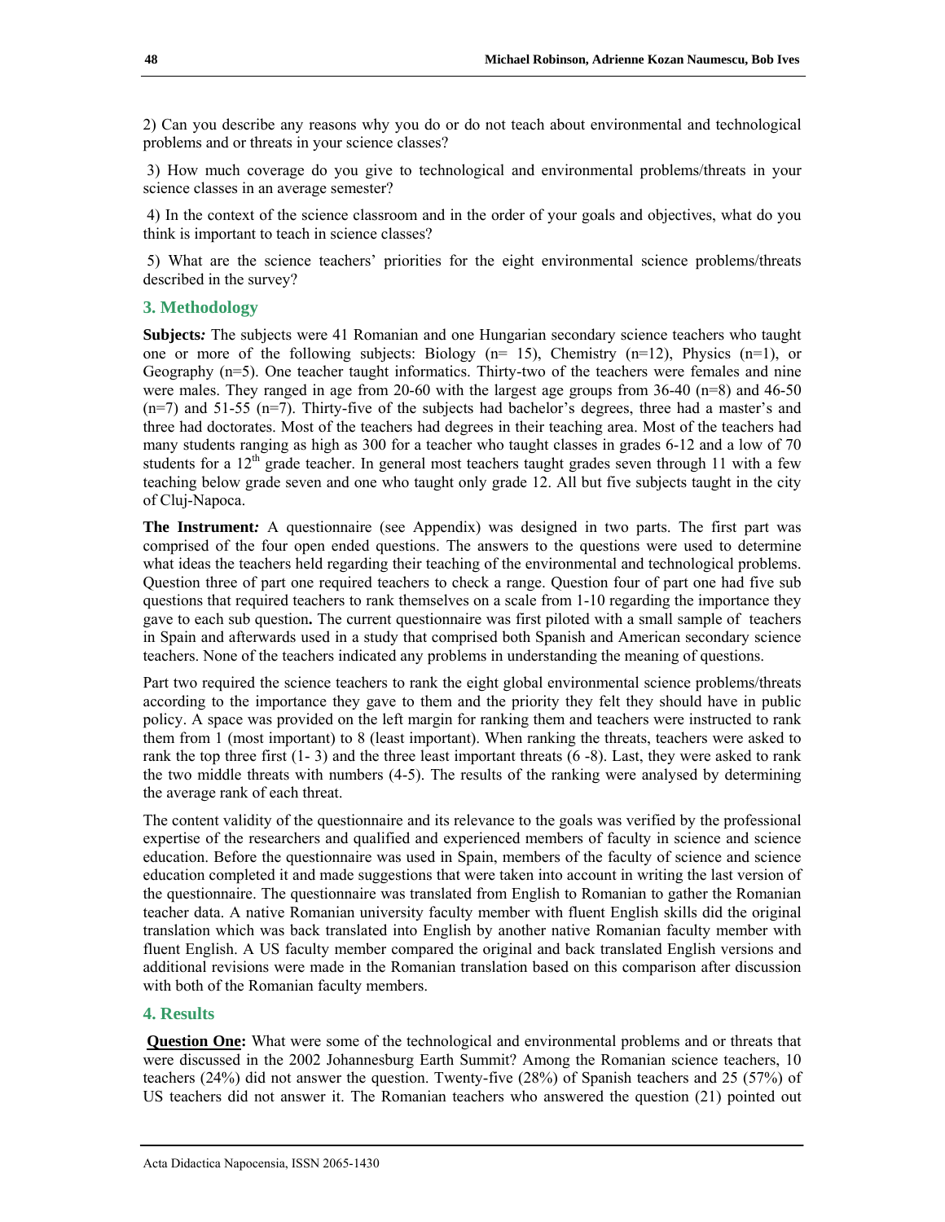2) Can you describe any reasons why you do or do not teach about environmental and technological problems and or threats in your science classes?

3) How much coverage do you give to technological and environmental problems/threats in your science classes in an average semester?

4) In the context of the science classroom and in the order of your goals and objectives, what do you think is important to teach in science classes?

5) What are the science teachers' priorities for the eight environmental science problems/threats described in the survey?

## 3. Methodology

**Subjects*:*** The subjects were 41 Romanian and one Hungarian secondary science teachers who taught one or more of the following subjects: Biology (n= 15), Chemistry (n=12), Physics (n=1), or Geography (n=5). One teacher taught informatics. Thirty-two of the teachers were females and nine were males. They ranged in age from 20-60 with the largest age groups from 36-40 (n=8) and 46-50 (n=7) and 51-55 (n=7). Thirty-five of the subjects had bachelor's degrees, three had a master's and three had doctorates. Most of the teachers had degrees in their teaching area. Most of the teachers had many students ranging as high as 300 for a teacher who taught classes in grades 6-12 and a low of 70 students for a 12th grade teacher. In general most teachers taught grades seven through 11 with a few teaching below grade seven and one who taught only grade 12. All but five subjects taught in the city of Cluj-Napoca.

**The Instrument*:*** A questionnaire (see Appendix) was designed in two parts. The first part was comprised of the four open ended questions. The answers to the questions were used to determine what ideas the teachers held regarding their teaching of the environmental and technological problems. Question three of part one required teachers to check a range. Question four of part one had five sub questions that required teachers to rank themselves on a scale from 1-10 regarding the importance they gave to each sub question**.** The current questionnaire was first piloted with a small sample of teachers in Spain and afterwards used in a study that comprised both Spanish and American secondary science teachers. None of the teachers indicated any problems in understanding the meaning of questions.

Part two required the science teachers to rank the eight global environmental science problems/threats according to the importance they gave to them and the priority they felt they should have in public policy. A space was provided on the left margin for ranking them and teachers were instructed to rank them from 1 (most important) to 8 (least important). When ranking the threats, teachers were asked to rank the top three first (1- 3) and the three least important threats (6 -8). Last, they were asked to rank the two middle threats with numbers (4-5). The results of the ranking were analysed by determining the average rank of each threat.

The content validity of the questionnaire and its relevance to the goals was verified by the professional expertise of the researchers and qualified and experienced members of faculty in science and science education. Before the questionnaire was used in Spain, members of the faculty of science and science education completed it and made suggestions that were taken into account in writing the last version of the questionnaire. The questionnaire was translated from English to Romanian to gather the Romanian teacher data. A native Romanian university faculty member with fluent English skills did the original translation which was back translated into English by another native Romanian faculty member with fluent English. A US faculty member compared the original and back translated English versions and additional revisions were made in the Romanian translation based on this comparison after discussion with both of the Romanian faculty members.

## 4. Results

**Question One:** What were some of the technological and environmental problems and or threats that were discussed in the 2002 Johannesburg Earth Summit? Among the Romanian science teachers, 10 teachers (24%) did not answer the question. Twenty-five (28%) of Spanish teachers and 25 (57%) of US teachers did not answer it. The Romanian teachers who answered the question (21) pointed out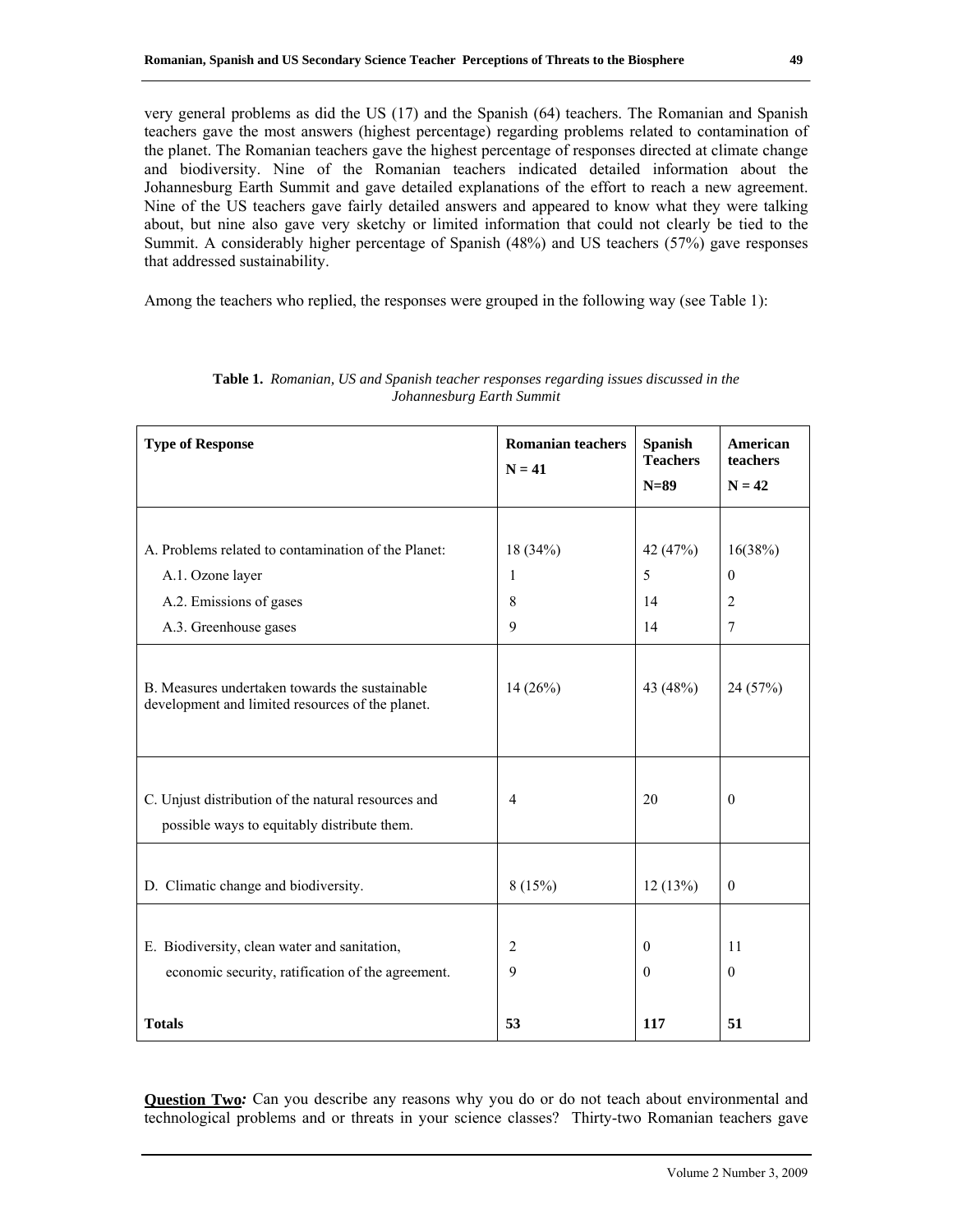very general problems as did the US (17) and the Spanish (64) teachers. The Romanian and Spanish teachers gave the most answers (highest percentage) regarding problems related to contamination of the planet. The Romanian teachers gave the highest percentage of responses directed at climate change and biodiversity. Nine of the Romanian teachers indicated detailed information about the Johannesburg Earth Summit and gave detailed explanations of the effort to reach a new agreement. Nine of the US teachers gave fairly detailed answers and appeared to know what they were talking about, but nine also gave very sketchy or limited information that could not clearly be tied to the Summit. A considerably higher percentage of Spanish (48%) and US teachers (57%) gave responses that addressed sustainability.

Among the teachers who replied, the responses were grouped in the following way (see Table 1):

**Table 1.** *Romanian, US and Spanish teacher responses regarding issues discussed in the Johannesburg Earth Summit*

| **Type of Response** | **Romanian teachers N = 41** | **Spanish Teachers N=89** | **American teachers N = 42** |
|---|---|---|---|
| A. Problems related to contamination of the Planet: | 18 (34%) | 42 (47%) | 16(38%) |
| A.1. Ozone layer | 1 | 5 | 0 |
| A.2. Emissions of gases | 8 | 14 | 2 |
| A.3. Greenhouse gases | 9 | 14 | 7 |
| B. Measures undertaken towards the sustainable development and limited resources of the planet. | 14 (26%) | 43 (48%) | 24 (57%) |
| C. Unjust distribution of the natural resources and possible ways to equitably distribute them. | 4 | 20 | 0 |
| D. Climatic change and biodiversity. | 8 (15%) | 12 (13%) | 0 |
| E. Biodiversity, clean water and sanitation, | 2 | 0 | 11 |
| economic security, ratification of the agreement. | 9 | 0 | 0 |
| **Totals** | **53** | **117** | **51** |

**Question Two***:* Can you describe any reasons why you do or do not teach about environmental and technological problems and or threats in your science classes? Thirty-two Romanian teachers gave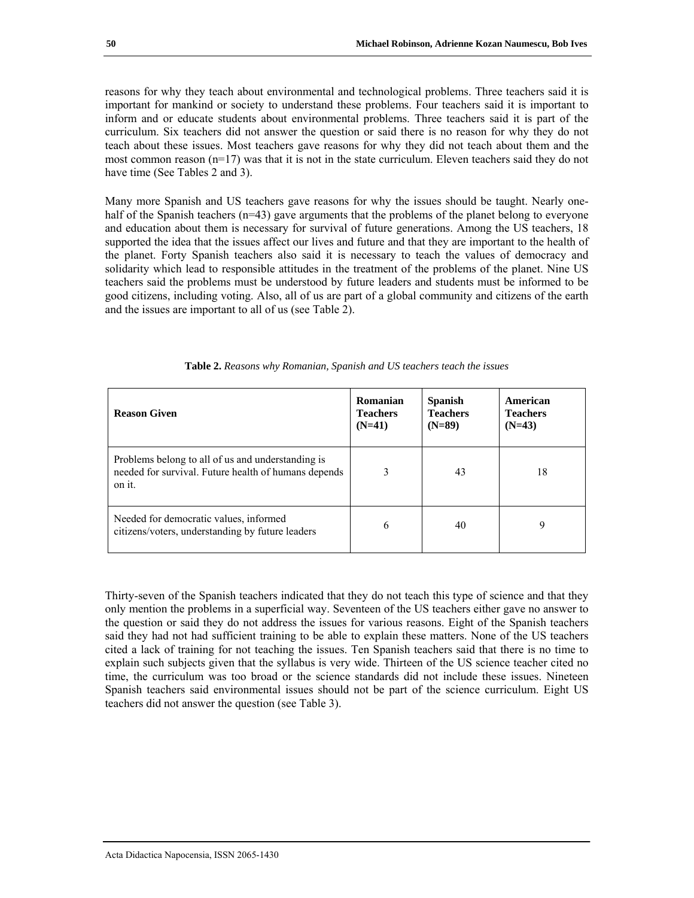reasons for why they teach about environmental and technological problems. Three teachers said it is important for mankind or society to understand these problems. Four teachers said it is important to inform and or educate students about environmental problems. Three teachers said it is part of the curriculum. Six teachers did not answer the question or said there is no reason for why they do not teach about these issues. Most teachers gave reasons for why they did not teach about them and the most common reason (n=17) was that it is not in the state curriculum. Eleven teachers said they do not have time (See Tables 2 and 3).

Many more Spanish and US teachers gave reasons for why the issues should be taught. Nearly one-half of the Spanish teachers (n=43) gave arguments that the problems of the planet belong to everyone and education about them is necessary for survival of future generations. Among the US teachers, 18 supported the idea that the issues affect our lives and future and that they are important to the health of the planet. Forty Spanish teachers also said it is necessary to teach the values of democracy and solidarity which lead to responsible attitudes in the treatment of the problems of the planet. Nine US teachers said the problems must be understood by future leaders and students must be informed to be good citizens, including voting. Also, all of us are part of a global community and citizens of the earth and the issues are important to all of us (see Table 2).

**Table 2.** *Reasons why Romanian, Spanish and US teachers teach the issues*

| Reason Given | Romanian Teachers (N=41) | Spanish Teachers (N=89) | American Teachers (N=43) |
|---|---|---|---|
| Problems belong to all of us and understanding is needed for survival. Future health of humans depends on it. | 3 | 43 | 18 |
| Needed for democratic values, informed citizens/voters, understanding by future leaders | 6 | 40 | 9 |

Thirty-seven of the Spanish teachers indicated that they do not teach this type of science and that they only mention the problems in a superficial way. Seventeen of the US teachers either gave no answer to the question or said they do not address the issues for various reasons. Eight of the Spanish teachers said they had not had sufficient training to be able to explain these matters. None of the US teachers cited a lack of training for not teaching the issues. Ten Spanish teachers said that there is no time to explain such subjects given that the syllabus is very wide. Thirteen of the US science teacher cited no time, the curriculum was too broad or the science standards did not include these issues. Nineteen Spanish teachers said environmental issues should not be part of the science curriculum. Eight US teachers did not answer the question (see Table 3).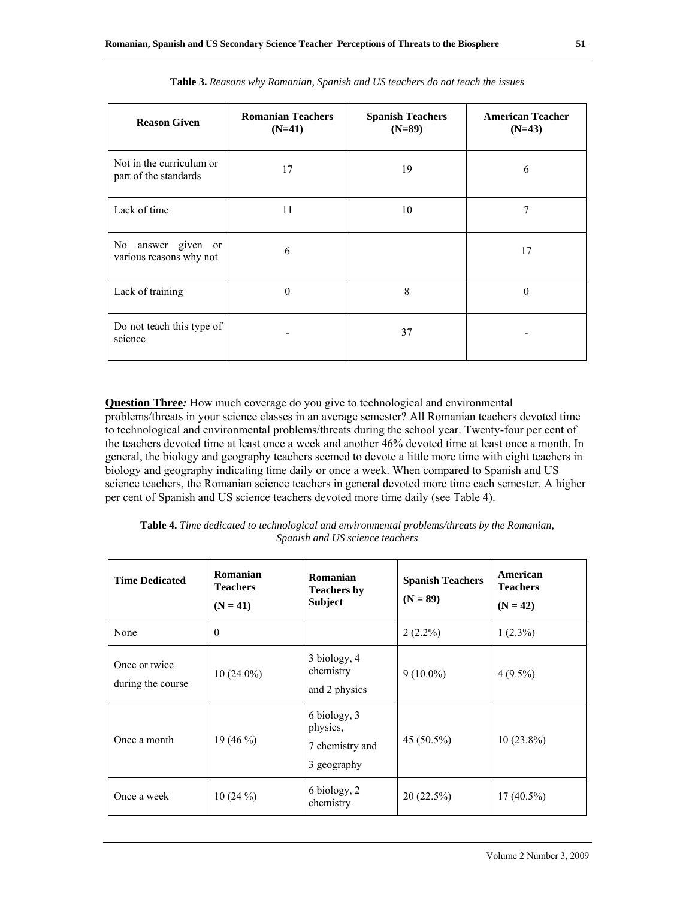**Table 3.** *Reasons why Romanian, Spanish and US teachers do not teach the issues*

| Reason Given | Romanian Teachers (N=41) | Spanish Teachers (N=89) | American Teacher (N=43) |
|---|---|---|---|
| Not in the curriculum or part of the standards | 17 | 19 | 6 |
| Lack of time | 11 | 10 | 7 |
| No answer given or various reasons why not | 6 | | 17 |
| Lack of training | 0 | 8 | 0 |
| Do not teach this type of science | - | 37 | - |

**Question Three***:* How much coverage do you give to technological and environmental problems/threats in your science classes in an average semester? All Romanian teachers devoted time to technological and environmental problems/threats during the school year. Twenty-four per cent of the teachers devoted time at least once a week and another 46% devoted time at least once a month. In general, the biology and geography teachers seemed to devote a little more time with eight teachers in biology and geography indicating time daily or once a week. When compared to Spanish and US science teachers, the Romanian science teachers in general devoted more time each semester. A higher per cent of Spanish and US science teachers devoted more time daily (see Table 4).

**Table 4.** *Time dedicated to technological and environmental problems/threats by the Romanian, Spanish and US science teachers*

| Time Dedicated | Romanian Teachers (N = 41) | Romanian Teachers by Subject | Spanish Teachers (N = 89) | American Teachers (N = 42) |
|---|---|---|---|---|
| None | 0 | | 2 (2.2%) | 1 (2.3%) |
| Once or twice during the course | 10 (24.0%) | 3 biology, 4 chemistry and 2 physics | 9 (10.0%) | 4 (9.5%) |
| Once a month | 19 (46 %) | 6 biology, 3 physics, 7 chemistry and 3 geography | 45 (50.5%) | 10 (23.8%) |
| Once a week | 10 (24 %) | 6 biology, 2 chemistry | 20 (22.5%) | 17 (40.5%) |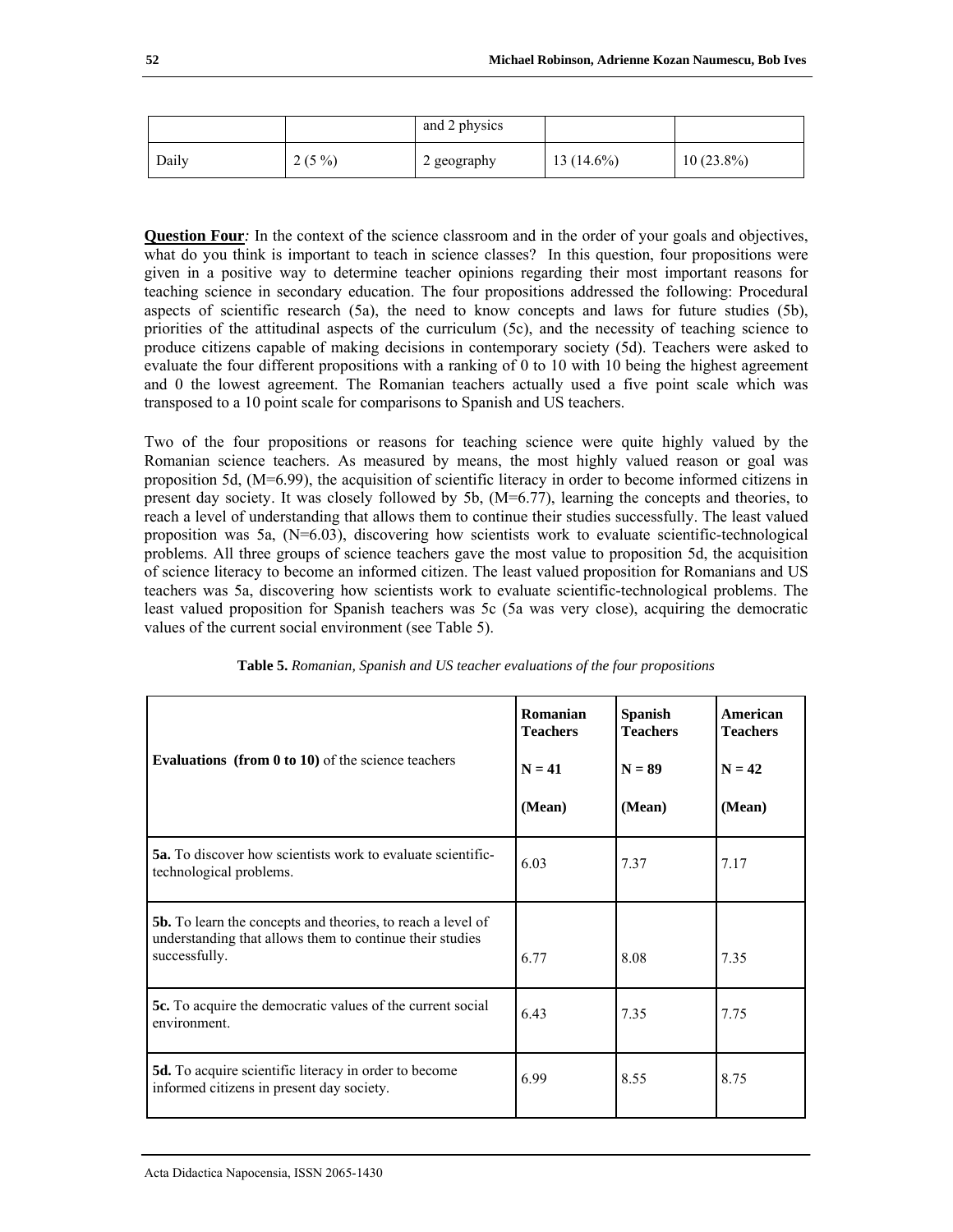| | | and 2 physics | | |
|---|---|---|---|---|
| Daily | 2 (5 %) | 2 geography | 13 (14.6%) | 10 (23.8%) |

**Question Four***:* In the context of the science classroom and in the order of your goals and objectives, what do you think is important to teach in science classes? In this question, four propositions were given in a positive way to determine teacher opinions regarding their most important reasons for teaching science in secondary education. The four propositions addressed the following: Procedural aspects of scientific research (5a), the need to know concepts and laws for future studies (5b), priorities of the attitudinal aspects of the curriculum (5c), and the necessity of teaching science to produce citizens capable of making decisions in contemporary society (5d). Teachers were asked to evaluate the four different propositions with a ranking of 0 to 10 with 10 being the highest agreement and 0 the lowest agreement. The Romanian teachers actually used a five point scale which was transposed to a 10 point scale for comparisons to Spanish and US teachers.

Two of the four propositions or reasons for teaching science were quite highly valued by the Romanian science teachers. As measured by means, the most highly valued reason or goal was proposition 5d, (M=6.99), the acquisition of scientific literacy in order to become informed citizens in present day society. It was closely followed by 5b, (M=6.77), learning the concepts and theories, to reach a level of understanding that allows them to continue their studies successfully. The least valued proposition was 5a, (N=6.03), discovering how scientists work to evaluate scientific-technological problems. All three groups of science teachers gave the most value to proposition 5d, the acquisition of science literacy to become an informed citizen. The least valued proposition for Romanians and US teachers was 5a, discovering how scientists work to evaluate scientific-technological problems. The least valued proposition for Spanish teachers was 5c (5a was very close), acquiring the democratic values of the current social environment (see Table 5).

**Table 5.** *Romanian, Spanish and US teacher evaluations of the four propositions*

| **Evaluations (from 0 to 10)** of the science teachers | **Romanian Teachers** **N = 41** **(Mean)** | **Spanish Teachers** **N = 89** **(Mean)** | **American Teachers** **N = 42** **(Mean)** |
|---|---|---|---|
| **5a.** To discover how scientists work to evaluate scientific-technological problems. | 6.03 | 7.37 | 7.17 |
| **5b.** To learn the concepts and theories, to reach a level of understanding that allows them to continue their studies successfully. | 6.77 | 8.08 | 7.35 |
| **5c.** To acquire the democratic values of the current social environment. | 6.43 | 7.35 | 7.75 |
| **5d.** To acquire scientific literacy in order to become informed citizens in present day society. | 6.99 | 8.55 | 8.75 |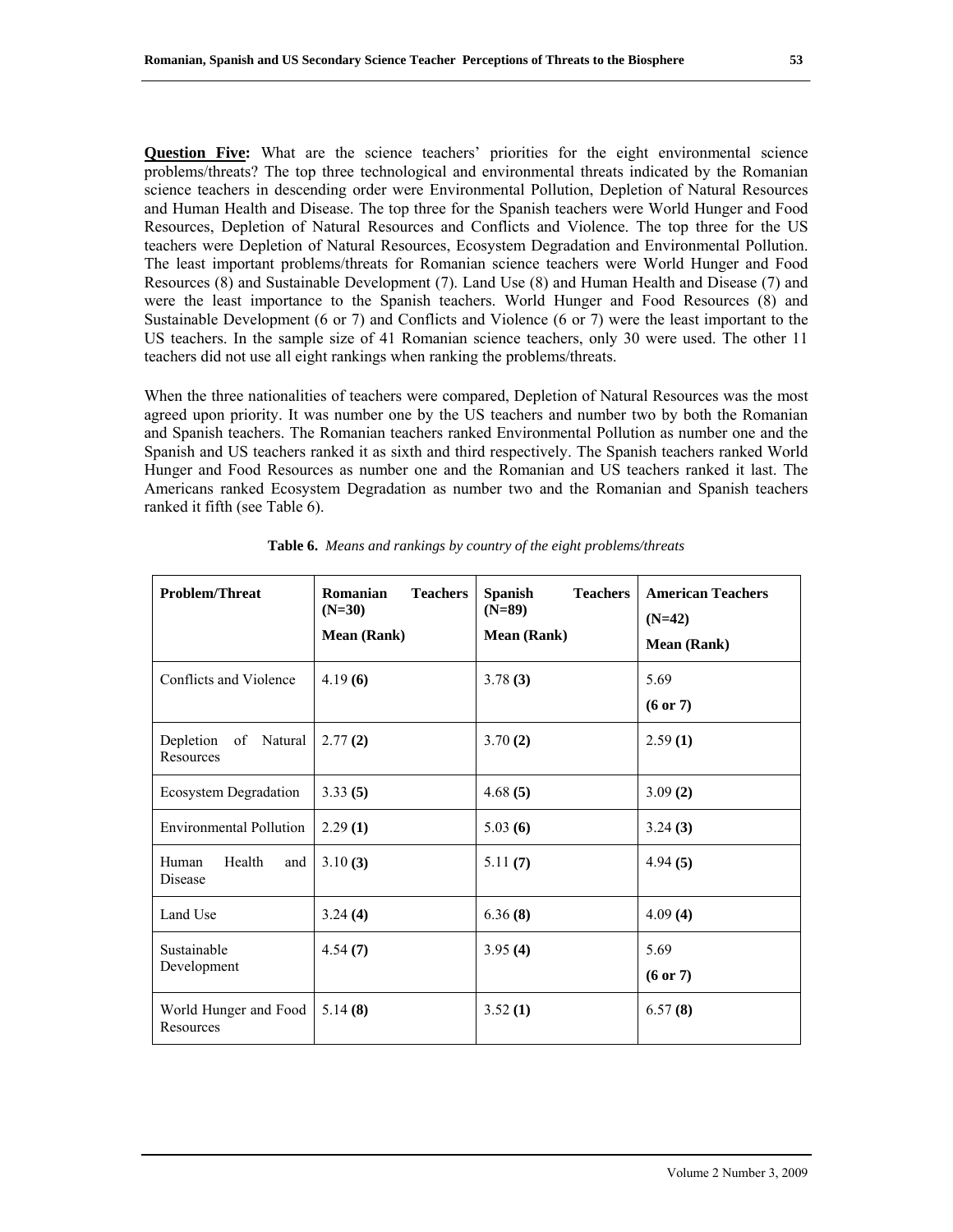**Question Five:** What are the science teachers' priorities for the eight environmental science problems/threats? The top three technological and environmental threats indicated by the Romanian science teachers in descending order were Environmental Pollution, Depletion of Natural Resources and Human Health and Disease. The top three for the Spanish teachers were World Hunger and Food Resources, Depletion of Natural Resources and Conflicts and Violence. The top three for the US teachers were Depletion of Natural Resources, Ecosystem Degradation and Environmental Pollution. The least important problems/threats for Romanian science teachers were World Hunger and Food Resources (8) and Sustainable Development (7). Land Use (8) and Human Health and Disease (7) and were the least importance to the Spanish teachers. World Hunger and Food Resources (8) and Sustainable Development (6 or 7) and Conflicts and Violence (6 or 7) were the least important to the US teachers. In the sample size of 41 Romanian science teachers, only 30 were used. The other 11 teachers did not use all eight rankings when ranking the problems/threats.

When the three nationalities of teachers were compared, Depletion of Natural Resources was the most agreed upon priority. It was number one by the US teachers and number two by both the Romanian and Spanish teachers. The Romanian teachers ranked Environmental Pollution as number one and the Spanish and US teachers ranked it as sixth and third respectively. The Spanish teachers ranked World Hunger and Food Resources as number one and the Romanian and US teachers ranked it last. The Americans ranked Ecosystem Degradation as number two and the Romanian and Spanish teachers ranked it fifth (see Table 6).

**Table 6.** *Means and rankings by country of the eight problems/threats*

| **Problem/Threat** | **Romanian Teachers (N=30) Mean (Rank)** | **Spanish Teachers (N=89) Mean (Rank)** | **American Teachers (N=42) Mean (Rank)** |
|---|---|---|---|
| Conflicts and Violence | 4.19 **(6)** | 3.78 **(3)** | 5.69 **(6 or 7)** |
| Depletion of Natural Resources | 2.77 **(2)** | 3.70 **(2)** | 2.59 **(1)** |
| Ecosystem Degradation | 3.33 **(5)** | 4.68 **(5)** | 3.09 **(2)** |
| Environmental Pollution | 2.29 **(1)** | 5.03 **(6)** | 3.24 **(3)** |
| Human Health and Disease | 3.10 **(3)** | 5.11 **(7)** | 4.94 **(5)** |
| Land Use | 3.24 **(4)** | 6.36 **(8)** | 4.09 **(4)** |
| Sustainable Development | 4.54 **(7)** | 3.95 **(4)** | 5.69 **(6 or 7)** |
| World Hunger and Food Resources | 5.14 **(8)** | 3.52 **(1)** | 6.57 **(8)** |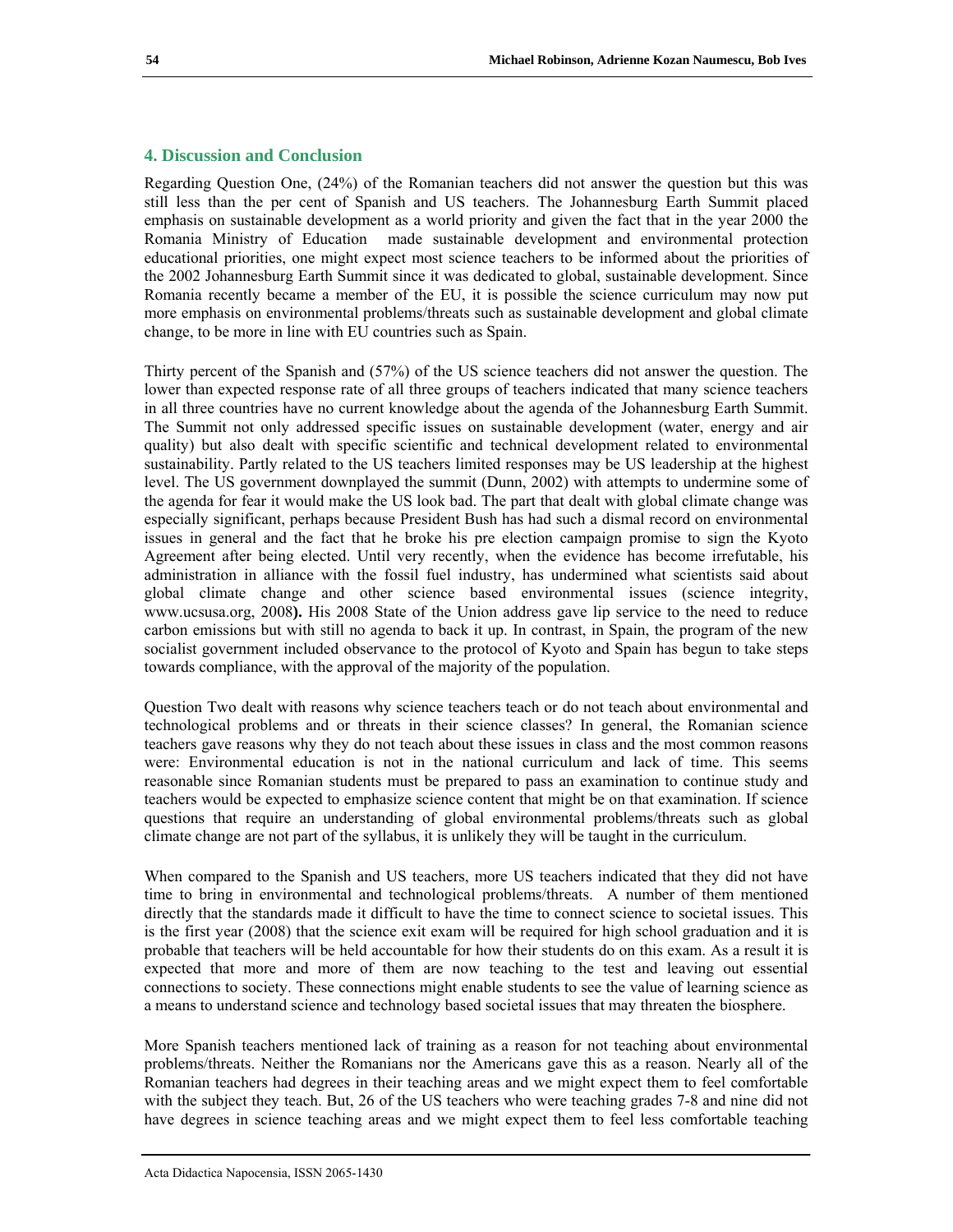## 4. Discussion and Conclusion

Regarding Question One, (24%) of the Romanian teachers did not answer the question but this was still less than the per cent of Spanish and US teachers. The Johannesburg Earth Summit placed emphasis on sustainable development as a world priority and given the fact that in the year 2000 the Romania Ministry of Education made sustainable development and environmental protection educational priorities, one might expect most science teachers to be informed about the priorities of the 2002 Johannesburg Earth Summit since it was dedicated to global, sustainable development. Since Romania recently became a member of the EU, it is possible the science curriculum may now put more emphasis on environmental problems/threats such as sustainable development and global climate change, to be more in line with EU countries such as Spain.

Thirty percent of the Spanish and (57%) of the US science teachers did not answer the question. The lower than expected response rate of all three groups of teachers indicated that many science teachers in all three countries have no current knowledge about the agenda of the Johannesburg Earth Summit. The Summit not only addressed specific issues on sustainable development (water, energy and air quality) but also dealt with specific scientific and technical development related to environmental sustainability. Partly related to the US teachers limited responses may be US leadership at the highest level. The US government downplayed the summit (Dunn, 2002) with attempts to undermine some of the agenda for fear it would make the US look bad. The part that dealt with global climate change was especially significant, perhaps because President Bush has had such a dismal record on environmental issues in general and the fact that he broke his pre election campaign promise to sign the Kyoto Agreement after being elected. Until very recently, when the evidence has become irrefutable, his administration in alliance with the fossil fuel industry, has undermined what scientists said about global climate change and other science based environmental issues (science integrity, www.ucsusa.org, 2008**).** His 2008 State of the Union address gave lip service to the need to reduce carbon emissions but with still no agenda to back it up. In contrast, in Spain, the program of the new socialist government included observance to the protocol of Kyoto and Spain has begun to take steps towards compliance, with the approval of the majority of the population.

Question Two dealt with reasons why science teachers teach or do not teach about environmental and technological problems and or threats in their science classes? In general, the Romanian science teachers gave reasons why they do not teach about these issues in class and the most common reasons were: Environmental education is not in the national curriculum and lack of time. This seems reasonable since Romanian students must be prepared to pass an examination to continue study and teachers would be expected to emphasize science content that might be on that examination. If science questions that require an understanding of global environmental problems/threats such as global climate change are not part of the syllabus, it is unlikely they will be taught in the curriculum.

When compared to the Spanish and US teachers, more US teachers indicated that they did not have time to bring in environmental and technological problems/threats. A number of them mentioned directly that the standards made it difficult to have the time to connect science to societal issues. This is the first year (2008) that the science exit exam will be required for high school graduation and it is probable that teachers will be held accountable for how their students do on this exam. As a result it is expected that more and more of them are now teaching to the test and leaving out essential connections to society. These connections might enable students to see the value of learning science as a means to understand science and technology based societal issues that may threaten the biosphere.

More Spanish teachers mentioned lack of training as a reason for not teaching about environmental problems/threats. Neither the Romanians nor the Americans gave this as a reason. Nearly all of the Romanian teachers had degrees in their teaching areas and we might expect them to feel comfortable with the subject they teach. But, 26 of the US teachers who were teaching grades 7-8 and nine did not have degrees in science teaching areas and we might expect them to feel less comfortable teaching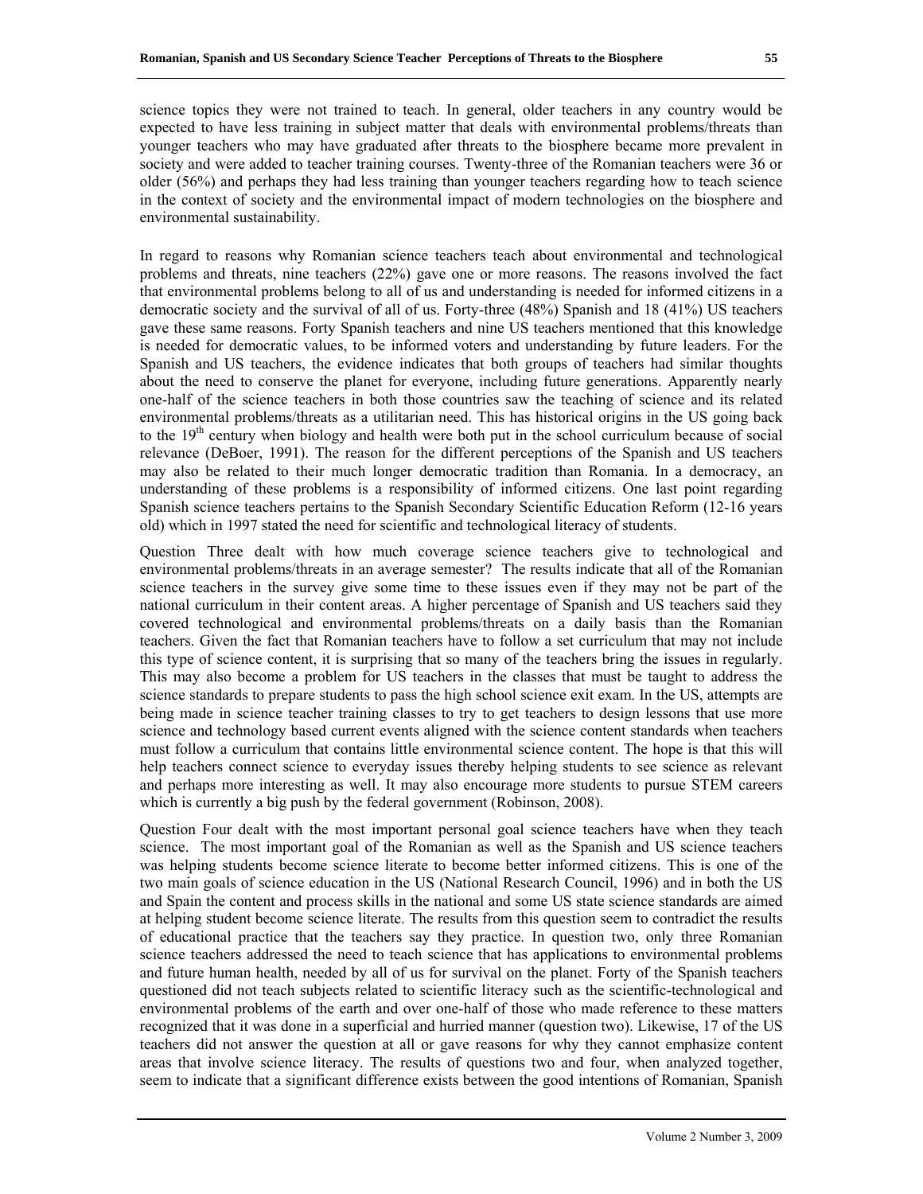science topics they were not trained to teach. In general, older teachers in any country would be expected to have less training in subject matter that deals with environmental problems/threats than younger teachers who may have graduated after threats to the biosphere became more prevalent in society and were added to teacher training courses. Twenty-three of the Romanian teachers were 36 or older (56%) and perhaps they had less training than younger teachers regarding how to teach science in the context of society and the environmental impact of modern technologies on the biosphere and environmental sustainability.

In regard to reasons why Romanian science teachers teach about environmental and technological problems and threats, nine teachers (22%) gave one or more reasons. The reasons involved the fact that environmental problems belong to all of us and understanding is needed for informed citizens in a democratic society and the survival of all of us. Forty-three (48%) Spanish and 18 (41%) US teachers gave these same reasons. Forty Spanish teachers and nine US teachers mentioned that this knowledge is needed for democratic values, to be informed voters and understanding by future leaders. For the Spanish and US teachers, the evidence indicates that both groups of teachers had similar thoughts about the need to conserve the planet for everyone, including future generations. Apparently nearly one-half of the science teachers in both those countries saw the teaching of science and its related environmental problems/threats as a utilitarian need. This has historical origins in the US going back to the 19th century when biology and health were both put in the school curriculum because of social relevance (DeBoer, 1991). The reason for the different perceptions of the Spanish and US teachers may also be related to their much longer democratic tradition than Romania. In a democracy, an understanding of these problems is a responsibility of informed citizens. One last point regarding Spanish science teachers pertains to the Spanish Secondary Scientific Education Reform (12-16 years old) which in 1997 stated the need for scientific and technological literacy of students.

Question Three dealt with how much coverage science teachers give to technological and environmental problems/threats in an average semester? The results indicate that all of the Romanian science teachers in the survey give some time to these issues even if they may not be part of the national curriculum in their content areas. A higher percentage of Spanish and US teachers said they covered technological and environmental problems/threats on a daily basis than the Romanian teachers. Given the fact that Romanian teachers have to follow a set curriculum that may not include this type of science content, it is surprising that so many of the teachers bring the issues in regularly. This may also become a problem for US teachers in the classes that must be taught to address the science standards to prepare students to pass the high school science exit exam. In the US, attempts are being made in science teacher training classes to try to get teachers to design lessons that use more science and technology based current events aligned with the science content standards when teachers must follow a curriculum that contains little environmental science content. The hope is that this will help teachers connect science to everyday issues thereby helping students to see science as relevant and perhaps more interesting as well. It may also encourage more students to pursue STEM careers which is currently a big push by the federal government (Robinson, 2008).

Question Four dealt with the most important personal goal science teachers have when they teach science. The most important goal of the Romanian as well as the Spanish and US science teachers was helping students become science literate to become better informed citizens. This is one of the two main goals of science education in the US (National Research Council, 1996) and in both the US and Spain the content and process skills in the national and some US state science standards are aimed at helping student become science literate. The results from this question seem to contradict the results of educational practice that the teachers say they practice. In question two, only three Romanian science teachers addressed the need to teach science that has applications to environmental problems and future human health, needed by all of us for survival on the planet. Forty of the Spanish teachers questioned did not teach subjects related to scientific literacy such as the scientific-technological and environmental problems of the earth and over one-half of those who made reference to these matters recognized that it was done in a superficial and hurried manner (question two). Likewise, 17 of the US teachers did not answer the question at all or gave reasons for why they cannot emphasize content areas that involve science literacy. The results of questions two and four, when analyzed together, seem to indicate that a significant difference exists between the good intentions of Romanian, Spanish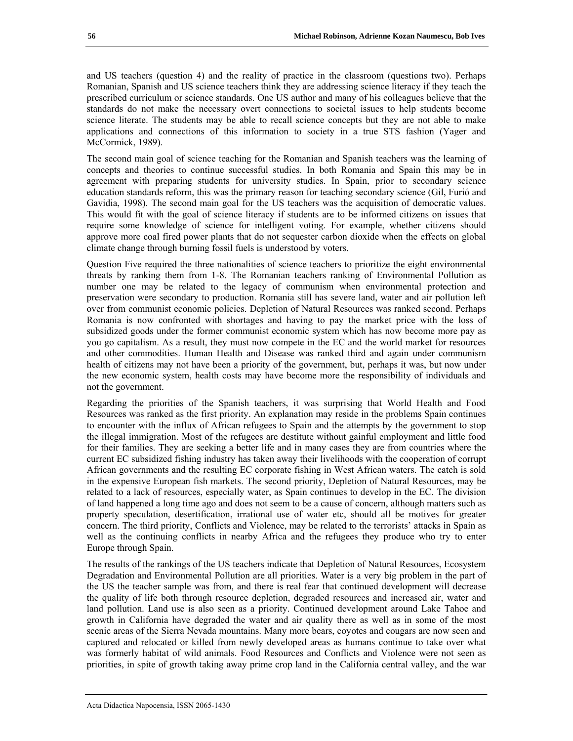and US teachers (question 4) and the reality of practice in the classroom (questions two). Perhaps Romanian, Spanish and US science teachers think they are addressing science literacy if they teach the prescribed curriculum or science standards. One US author and many of his colleagues believe that the standards do not make the necessary overt connections to societal issues to help students become science literate. The students may be able to recall science concepts but they are not able to make applications and connections of this information to society in a true STS fashion (Yager and McCormick, 1989).

The second main goal of science teaching for the Romanian and Spanish teachers was the learning of concepts and theories to continue successful studies. In both Romania and Spain this may be in agreement with preparing students for university studies. In Spain, prior to secondary science education standards reform, this was the primary reason for teaching secondary science (Gil, Furió and Gavidia, 1998). The second main goal for the US teachers was the acquisition of democratic values. This would fit with the goal of science literacy if students are to be informed citizens on issues that require some knowledge of science for intelligent voting. For example, whether citizens should approve more coal fired power plants that do not sequester carbon dioxide when the effects on global climate change through burning fossil fuels is understood by voters.

Question Five required the three nationalities of science teachers to prioritize the eight environmental threats by ranking them from 1-8. The Romanian teachers ranking of Environmental Pollution as number one may be related to the legacy of communism when environmental protection and preservation were secondary to production. Romania still has severe land, water and air pollution left over from communist economic policies. Depletion of Natural Resources was ranked second. Perhaps Romania is now confronted with shortages and having to pay the market price with the loss of subsidized goods under the former communist economic system which has now become more pay as you go capitalism. As a result, they must now compete in the EC and the world market for resources and other commodities. Human Health and Disease was ranked third and again under communism health of citizens may not have been a priority of the government, but, perhaps it was, but now under the new economic system, health costs may have become more the responsibility of individuals and not the government.

Regarding the priorities of the Spanish teachers, it was surprising that World Health and Food Resources was ranked as the first priority. An explanation may reside in the problems Spain continues to encounter with the influx of African refugees to Spain and the attempts by the government to stop the illegal immigration. Most of the refugees are destitute without gainful employment and little food for their families. They are seeking a better life and in many cases they are from countries where the current EC subsidized fishing industry has taken away their livelihoods with the cooperation of corrupt African governments and the resulting EC corporate fishing in West African waters. The catch is sold in the expensive European fish markets. The second priority, Depletion of Natural Resources, may be related to a lack of resources, especially water, as Spain continues to develop in the EC. The division of land happened a long time ago and does not seem to be a cause of concern, although matters such as property speculation, desertification, irrational use of water etc, should all be motives for greater concern. The third priority, Conflicts and Violence, may be related to the terrorists' attacks in Spain as well as the continuing conflicts in nearby Africa and the refugees they produce who try to enter Europe through Spain.

The results of the rankings of the US teachers indicate that Depletion of Natural Resources, Ecosystem Degradation and Environmental Pollution are all priorities. Water is a very big problem in the part of the US the teacher sample was from, and there is real fear that continued development will decrease the quality of life both through resource depletion, degraded resources and increased air, water and land pollution. Land use is also seen as a priority. Continued development around Lake Tahoe and growth in California have degraded the water and air quality there as well as in some of the most scenic areas of the Sierra Nevada mountains. Many more bears, coyotes and cougars are now seen and captured and relocated or killed from newly developed areas as humans continue to take over what was formerly habitat of wild animals. Food Resources and Conflicts and Violence were not seen as priorities, in spite of growth taking away prime crop land in the California central valley, and the war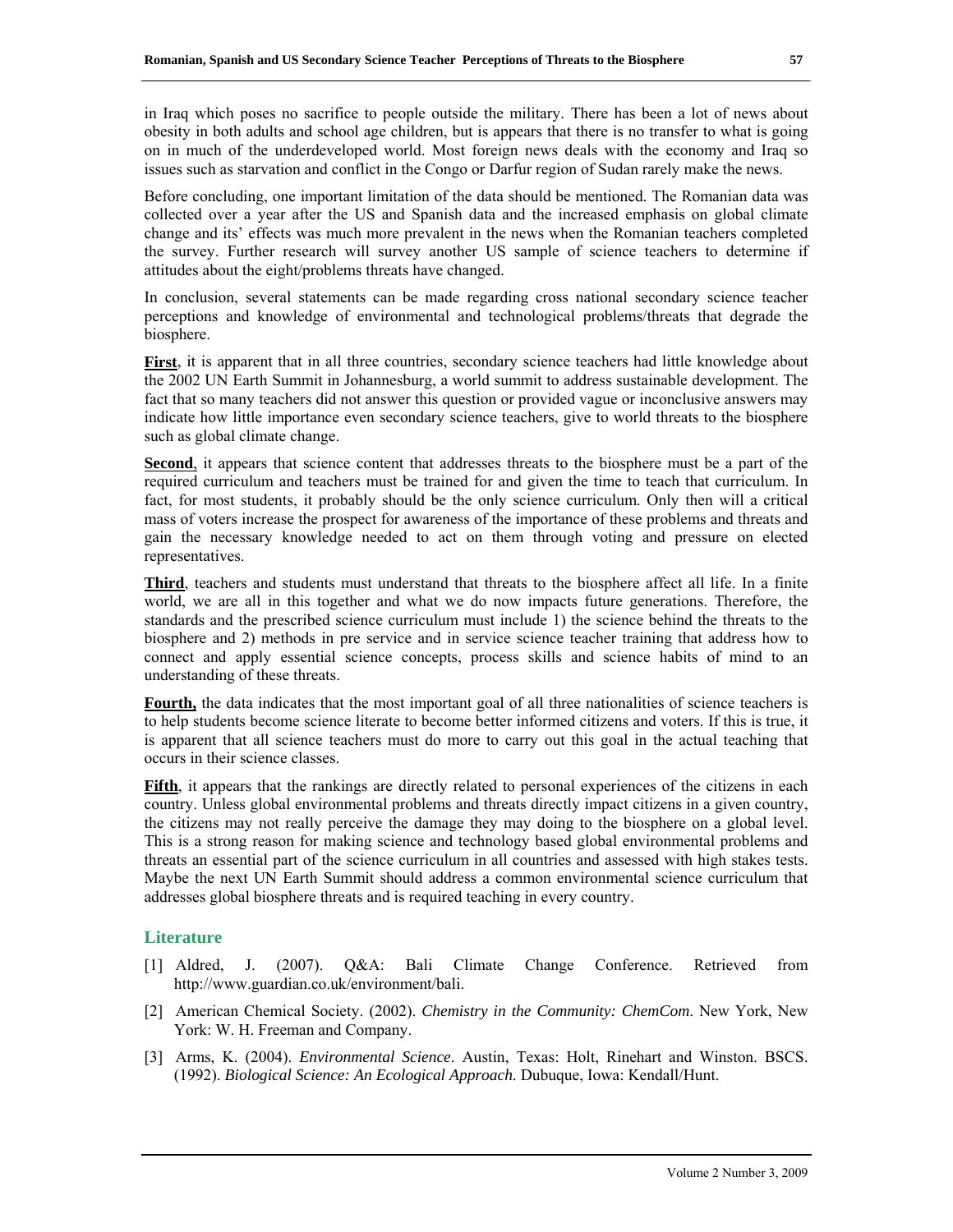in Iraq which poses no sacrifice to people outside the military. There has been a lot of news about obesity in both adults and school age children, but is appears that there is no transfer to what is going on in much of the underdeveloped world. Most foreign news deals with the economy and Iraq so issues such as starvation and conflict in the Congo or Darfur region of Sudan rarely make the news.

Before concluding, one important limitation of the data should be mentioned. The Romanian data was collected over a year after the US and Spanish data and the increased emphasis on global climate change and its' effects was much more prevalent in the news when the Romanian teachers completed the survey. Further research will survey another US sample of science teachers to determine if attitudes about the eight/problems threats have changed.

In conclusion, several statements can be made regarding cross national secondary science teacher perceptions and knowledge of environmental and technological problems/threats that degrade the biosphere.

**First**, it is apparent that in all three countries, secondary science teachers had little knowledge about the 2002 UN Earth Summit in Johannesburg, a world summit to address sustainable development. The fact that so many teachers did not answer this question or provided vague or inconclusive answers may indicate how little importance even secondary science teachers, give to world threats to the biosphere such as global climate change.

**Second**, it appears that science content that addresses threats to the biosphere must be a part of the required curriculum and teachers must be trained for and given the time to teach that curriculum. In fact, for most students, it probably should be the only science curriculum. Only then will a critical mass of voters increase the prospect for awareness of the importance of these problems and threats and gain the necessary knowledge needed to act on them through voting and pressure on elected representatives.

**Third**, teachers and students must understand that threats to the biosphere affect all life. In a finite world, we are all in this together and what we do now impacts future generations. Therefore, the standards and the prescribed science curriculum must include 1) the science behind the threats to the biosphere and 2) methods in pre service and in service science teacher training that address how to connect and apply essential science concepts, process skills and science habits of mind to an understanding of these threats.

**Fourth,** the data indicates that the most important goal of all three nationalities of science teachers is to help students become science literate to become better informed citizens and voters. If this is true, it is apparent that all science teachers must do more to carry out this goal in the actual teaching that occurs in their science classes.

**Fifth**, it appears that the rankings are directly related to personal experiences of the citizens in each country. Unless global environmental problems and threats directly impact citizens in a given country, the citizens may not really perceive the damage they may doing to the biosphere on a global level. This is a strong reason for making science and technology based global environmental problems and threats an essential part of the science curriculum in all countries and assessed with high stakes tests. Maybe the next UN Earth Summit should address a common environmental science curriculum that addresses global biosphere threats and is required teaching in every country.

## Literature

[1] Aldred, J. (2007). Q&A: Bali Climate Change Conference. Retrieved from http://www.guardian.co.uk/environment/bali.

[2] American Chemical Society. (2002). *Chemistry in the Community: ChemCom*. New York, New York: W. H. Freeman and Company.

[3] Arms, K. (2004). *Environmental Science*. Austin, Texas: Holt, Rinehart and Winston. BSCS. (1992). *Biological Science: An Ecological Approach*. Dubuque, Iowa: Kendall/Hunt.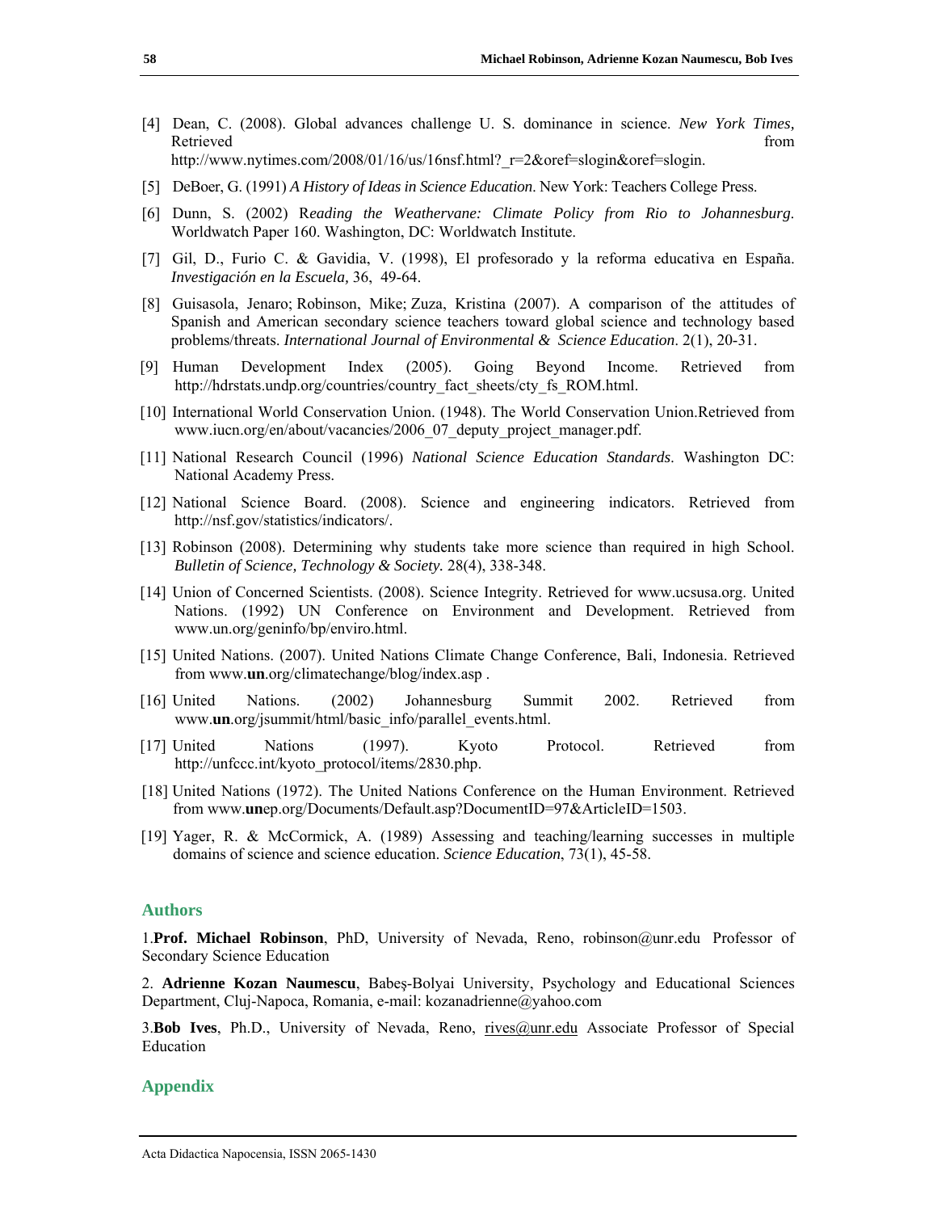[4] Dean, C. (2008). Global advances challenge U. S. dominance in science. *New York Times,* Retrieved from http://www.nytimes.com/2008/01/16/us/16nsf.html?_r=2&oref=slogin&oref=slogin.

[5] DeBoer, G. (1991) *A History of Ideas in Science Education*. New York: Teachers College Press.

[6] Dunn, S. (2002) R*eading the Weathervane: Climate Policy from Rio to Johannesburg*. Worldwatch Paper 160. Washington, DC: Worldwatch Institute.

[7] Gil, D., Furio C. & Gavidia, V. (1998), El profesorado y la reforma educativa en España. *Investigación en la Escuela,* 36, 49-64.

[8] Guisasola, Jenaro; Robinson, Mike; Zuza, Kristina (2007). A comparison of the attitudes of Spanish and American secondary science teachers toward global science and technology based problems/threats. *International Journal of Environmental & Science Education*. 2(1), 20-31.

[9] Human Development Index (2005). Going Beyond Income. Retrieved from http://hdrstats.undp.org/countries/country_fact_sheets/cty_fs_ROM.html.

[10] International World Conservation Union. (1948). The World Conservation Union.Retrieved from www.iucn.org/en/about/vacancies/2006_07_deputy_project_manager.pdf.

[11] National Research Council (1996) *National Science Education Standards*. Washington DC: National Academy Press.

[12] National Science Board. (2008). Science and engineering indicators. Retrieved from http://nsf.gov/statistics/indicators/.

[13] Robinson (2008). Determining why students take more science than required in high School. *Bulletin of Science, Technology & Society.* 28(4), 338-348.

[14] Union of Concerned Scientists. (2008). Science Integrity. Retrieved for www.ucsusa.org. United Nations. (1992) UN Conference on Environment and Development. Retrieved from www.un.org/geninfo/bp/enviro.html.

[15] United Nations. (2007). United Nations Climate Change Conference, Bali, Indonesia. Retrieved from www.**un**.org/climatechange/blog/index.asp .

[16] United Nations. (2002) Johannesburg Summit 2002. Retrieved from www.**un**.org/jsummit/html/basic_info/parallel_events.html.

[17] United Nations (1997). Kyoto Protocol. Retrieved from http://unfccc.int/kyoto_protocol/items/2830.php.

[18] United Nations (1972). The United Nations Conference on the Human Environment. Retrieved from www.**un**ep.org/Documents/Default.asp?DocumentID=97&ArticleID=1503.

[19] Yager, R. & McCormick, A. (1989) Assessing and teaching/learning successes in multiple domains of science and science education. *Science Education*, 73(1), 45-58.

## Authors

1.**Prof. Michael Robinson**, PhD, University of Nevada, Reno, robinson@unr.edu Professor of Secondary Science Education

2. **Adrienne Kozan Naumescu**, Babeş-Bolyai University, Psychology and Educational Sciences Department, Cluj-Napoca, Romania, e-mail: kozanadrienne@yahoo.com

3.**Bob Ives**, Ph.D., University of Nevada, Reno, rives@unr.edu Associate Professor of Special Education

## Appendix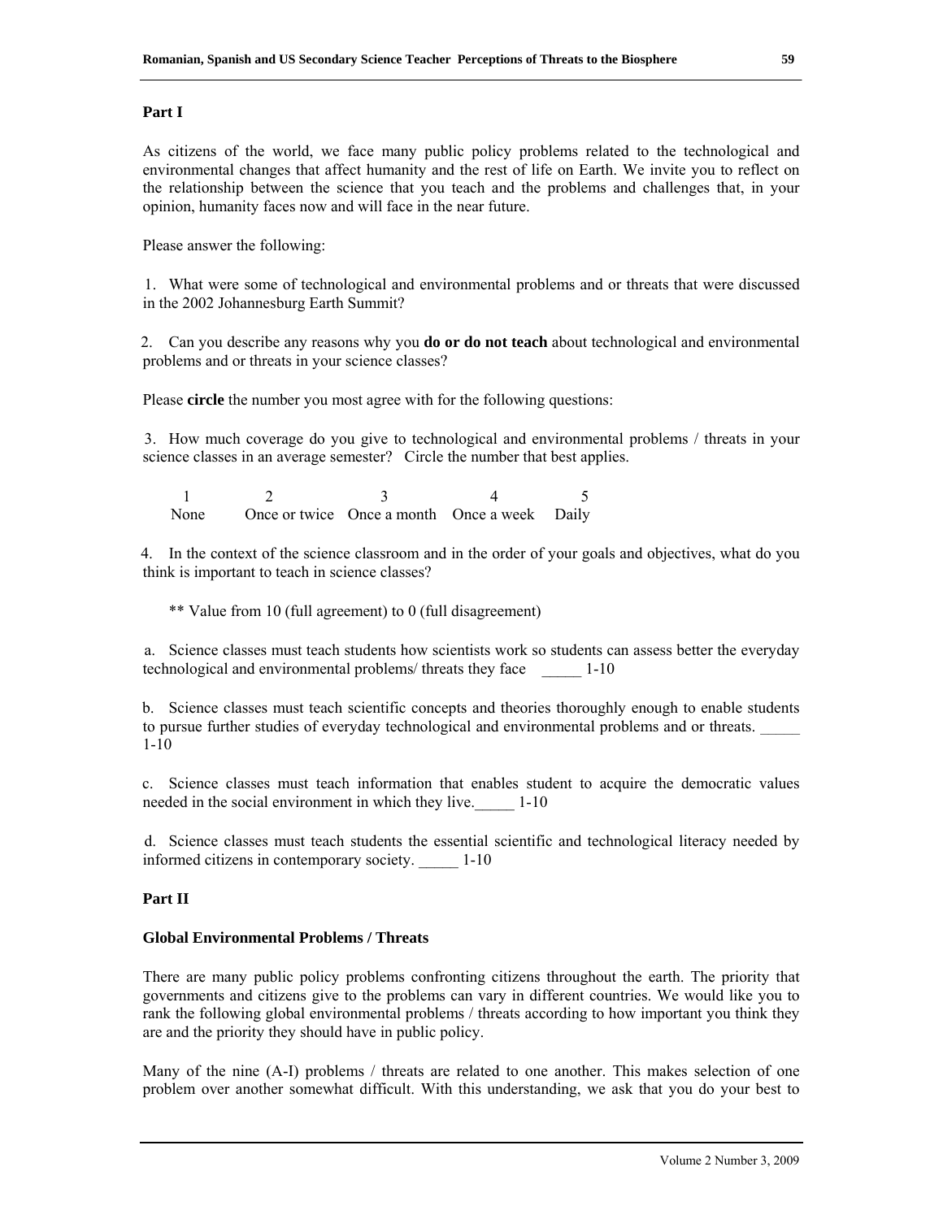## Part I

As citizens of the world, we face many public policy problems related to the technological and environmental changes that affect humanity and the rest of life on Earth. We invite you to reflect on the relationship between the science that you teach and the problems and challenges that, in your opinion, humanity faces now and will face in the near future.

Please answer the following:

1. What were some of technological and environmental problems and or threats that were discussed in the 2002 Johannesburg Earth Summit?

2. Can you describe any reasons why you **do or do not teach** about technological and environmental problems and or threats in your science classes?

Please **circle** the number you most agree with for the following questions:

3. How much coverage do you give to technological and environmental problems / threats in your science classes in an average semester? Circle the number that best applies.

| 1 | 2 | 3 | 4 | 5 |
|---|---|---|---|---|
| None | Once or twice | Once a month | Once a week | Daily |

4. In the context of the science classroom and in the order of your goals and objectives, what do you think is important to teach in science classes?

** Value from 10 (full agreement) to 0 (full disagreement)

a. Science classes must teach students how scientists work so students can assess better the everyday technological and environmental problems/ threats they face _____ 1-10

b. Science classes must teach scientific concepts and theories thoroughly enough to enable students to pursue further studies of everyday technological and environmental problems and or threats. _____ 1-10

c. Science classes must teach information that enables student to acquire the democratic values needed in the social environment in which they live._____ 1-10

d. Science classes must teach students the essential scientific and technological literacy needed by informed citizens in contemporary society. _____ 1-10

## Part II

### Global Environmental Problems / Threats

There are many public policy problems confronting citizens throughout the earth. The priority that governments and citizens give to the problems can vary in different countries. We would like you to rank the following global environmental problems / threats according to how important you think they are and the priority they should have in public policy.

Many of the nine (A-I) problems / threats are related to one another. This makes selection of one problem over another somewhat difficult. With this understanding, we ask that you do your best to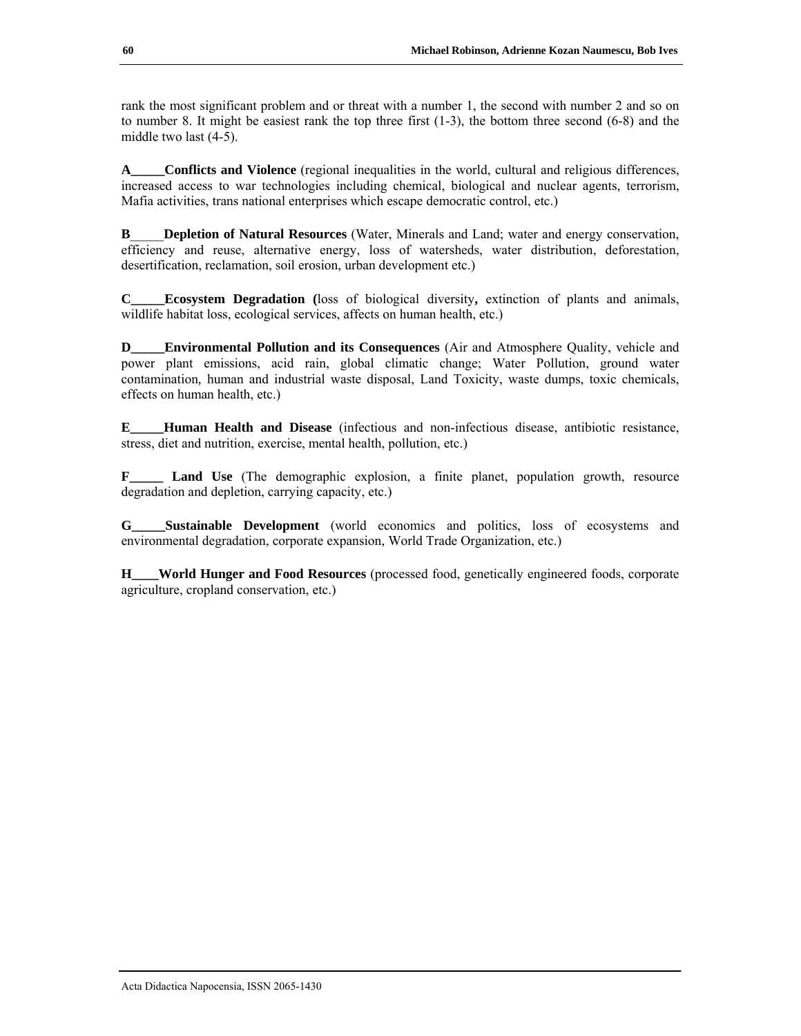rank the most significant problem and or threat with a number 1, the second with number 2 and so on to number 8. It might be easiest rank the top three first (1-3), the bottom three second (6-8) and the middle two last (4-5).

**A_____Conflicts and Violence** (regional inequalities in the world, cultural and religious differences, increased access to war technologies including chemical, biological and nuclear agents, terrorism, Mafia activities, trans national enterprises which escape democratic control, etc.)

**B**_____**Depletion of Natural Resources** (Water, Minerals and Land; water and energy conservation, efficiency and reuse, alternative energy, loss of watersheds, water distribution, deforestation, desertification, reclamation, soil erosion, urban development etc.)

**C_____Ecosystem Degradation (**loss of biological diversity**,** extinction of plants and animals, wildlife habitat loss, ecological services, affects on human health, etc.)

**D_____Environmental Pollution and its Consequences** (Air and Atmosphere Quality, vehicle and power plant emissions, acid rain, global climatic change; Water Pollution, ground water contamination, human and industrial waste disposal, Land Toxicity, waste dumps, toxic chemicals, effects on human health, etc.)

**E_____Human Health and Disease** (infectious and non-infectious disease, antibiotic resistance, stress, diet and nutrition, exercise, mental health, pollution, etc.)

**F_____ Land Use** (The demographic explosion, a finite planet, population growth, resource degradation and depletion, carrying capacity, etc.)

**G_____Sustainable Development** (world economics and politics, loss of ecosystems and environmental degradation, corporate expansion, World Trade Organization, etc.)

**H____World Hunger and Food Resources** (processed food, genetically engineered foods, corporate agriculture, cropland conservation, etc.)